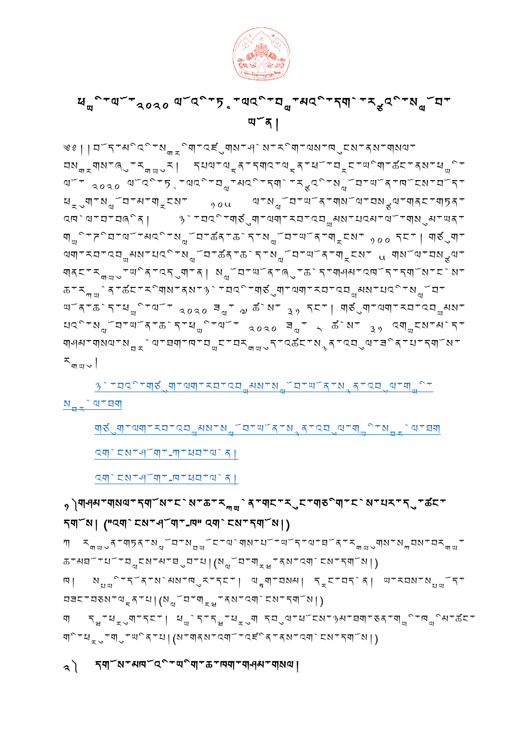# ཕྱི་ལོ་༢༠༢༠ ལོ་འི་ཏྲ་ཡའི་བྱ་མའི་དག་རྩའི་སློབ་ཡོན།

༄༅། །བོད་མིའི་སྒྲིག་འཛུགས་ཤེས་རིག་ལས་ཁུངས་ནས་གསལ་བསྒྲགས་ཞུ་རྒྱུར། དཔལ་ལྡན་དགའ་ལྡན་ཕོ་བྲང་ཡིག་ཚང་ནས་ཕྱི་ལོ་ ༢༠༢༠ ལོ་འི་ཏྲ་ཡའི་བྱ་མའི་དག་རྩའི་སློབ་ཡོན་ཁོངས་བོད་པ་སྒྲིག་སློབ་མ་གྲངས་ ༡༠༥ ལ་སློབ་ཡོན་གསོལ་བསྩལ་གནང་གཏན་འཁེལ་ལ་བ་བཞིན། ༣་པའི་གཙུག་ལག་རབ་འབྱམས་པའམ་ལོ་གསུམ་ཡན་གྱི་ཊི་བ་ལོ་མའི་སློབ་ཚན་ཆེད་སློབ་ཡོན་གྲངས་ ༡༠༠ དང་། གཙུག་ལག་རབ་འབྱམས་པའི་སློབ་ཚན་ཆེད་སློབ་ཡོན་གྲངས་ ༥ གསོལ་བསྩལ་གནང་རྒྱུ་ཡིན་འདུག་ན། སློབ་ཡོན་ཞུ་ཆེད་གཤམ་འཁོད་དགོས་ངེས་ཆ་རྐྱེན་ཚང་རིགས་ནས་༣་པའི་གཙུག་ལག་རབ་འབྱམས་པའི་སློབ་ཡོན་ཆེད་ཕྱི་ལོ་ ༢༠༢༠ ཟླ་ ༧ ཚེས་ ༣༡ དང་། གཙུག་ལག་རབ་འབྱམས་པའི་སློབ་ཡོན་ཆེད་ཕྱི་ལོ་ ༢༠༢༠ ཟླ་ ༨ ཚེས་ ༣༡ འགྱངས་མེད་གཤམ་གསལ་སྦྲེལ་ཐག་ཁ་བྱང་བརྒྱུད་འཚང་སྣོན་འབུལ་རྒྱུ་ཡིན་པ་དགོས་རྒྱུ།

༣་པའི་གཙུག་ལག་རབ་འབྱམས་སློབ་ཡོན་སྣོན་འབུལ་གྱི་སྦྲེལ་ཐག

གཙུག་ལག་རབ་འབྱམས་སློབ་ཡོན་སྣོན་འབུལ་གྱི་སྦྲེལ་ཐག

འགན་ངས་ཤོག་_ཀ་ཕབ་ལེན།

འགན་ངས་ཤོག་_ཁ་ཕབ་ལེན།

## ༡) གཤམ་གསལ་དགོས་ངེས་ཆ་རྐྱེན་གང་རུང་གཅིག་ངེས་པར་དུ་ཚང་དགོས། ("འགན་ངས་ཤོག་_ཁ" འགན་ངས་དགོས།)

ཀ རྒྱུན་གཏན་སློབ་སྦྱོང་ལེགས་པོ་ཡོད་ལ་ཐོན་རྒྱུགས་སྐབས་བརྒྱ་ཆ་མཐོ་པོ་བླངས་མཐོ་བ།(སློབ་གྲྭ་ནས་འགན་ངས་དགོས།)

ཁ། སྤྱི་ཚོགས་ཞབས་ཞུ་དང་། ལྷུག་བཙམ། རྩེད་མོ། ཡར་རབས་སྤྱོད་བཟང་བཅས་ལྡན་པ།(སློབ་གྲྭ་ནས་འགན་ངས་དགོས།)

ག དཀའ་ཕྲག་དང་། ཕ་མེད་དམ་ཕ་ཕྲུག ངབ་ལ་ཕ་ཚང་ཉམ་ཐག་ཅན་གྱི་ཁྱིམ་ཚང་གི་ཕྲུ་གུ་ཡིན་པ།(ས་གནས་འགོ་འཛིན་ནས་འགན་ངས་དགོས།)

## ༢) དགོས་མཁོ་འི་ཡིག་ཆ་ཁག་གཤམ་གསལ།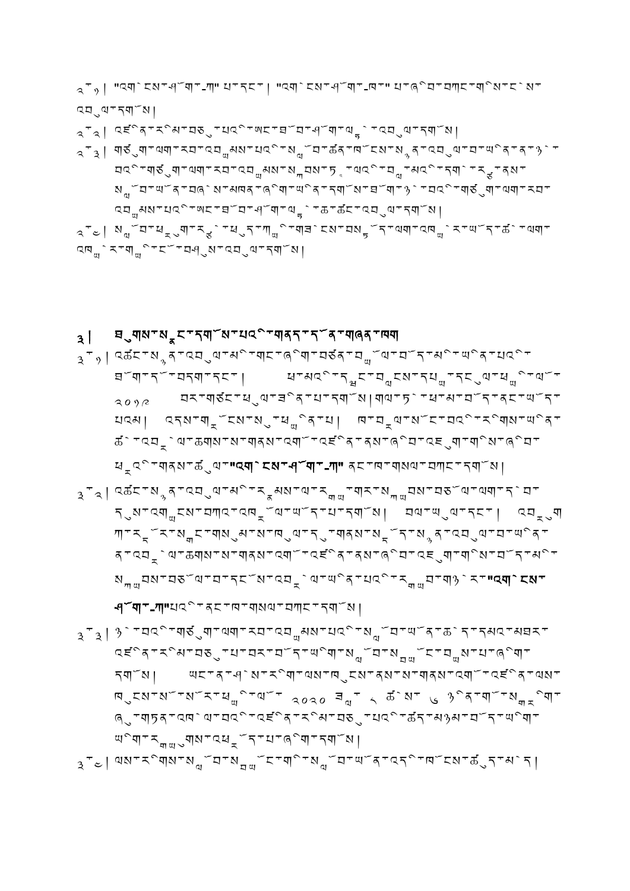༢.༡། "འགྲོ་ངས་ཤོག་-ཀ" པ་དང་། "འགྲོ་ངས་ཤོག་-ཁ་" པ་ཞིབ་བཀང་གོས་ངེས་འབུལ་དགོས།

༢.༢། འཛིན་རིམ་བཅུ་པའི་ཡང་ཐོ་བ་ཤོག་ལྷུ་འབུལ་དགོས།

༢.༣། གཙུག་ལག་རབ་འབྱམས་པའི་སློབ་ཆེན་ཁོངས་སུ་འབུལ་བ་ཡིན་ན་ཉེ་བའི་གཙུག་ལག་རབ་འབྱམས་སྐབས་ཏུ་ལའི་བློ་མའི་དགེ་རྒྱུ་ནས་སློབ་ཡོན་བཞེས་མཁན་ཞིག་ཡིན་དགོས་ཐོག་ཉེ་བའི་གཙུག་ལག་རབ་འབྱམས་པའི་ཡང་ཐོ་བ་ཤོག་ལྷུ་ཆ་ཚང་འབུལ་དགོས།

༢.༤། སློབ་ཕྲུག་རྩེ་ཕུད་ཀྱི་གཟེངས་བསྟོད་ལག་འཁྱེར་ཡོད་ཚེ་ལག་འཁྱེར་གྱི་ངོ་བཤུས་འབུལ་དགོས།

## ༣། ཐུགས་སྣང་དགོས་པའི་གནད་དོན་གཞན་ཁག

༣.༡། འཚང་སྣུན་འབུལ་མི་གང་ཞིག་བཙན་བྱོལ་བ་དང་མི་ཡིན་པའི་ཐོག་དོ་བདག་དང་། ཕ་མའི་དབྱང་བྱངས་དཔྱད་དང་ལྷུ་ཕྱི་ལོ་ ༢༠༡༨ བར་གཙང་ཕུལ་ཟིན་པ་དགོས། གལ་ཏེ་ཕ་མ་བོད་ནང་ཡོད་པའམ། འདས་གྲོངས་སུ་ཕྱིན་པ། ཁ་བྲལ་སོང་བའི་རིགས་ཡིན་ཚེ་འབར་ལ་ཆགས་ས་གནས་འགོ་འཛིན་ནས་ཞིབ་འཇུག་གིས་ཞིབ་ཕྲའི་གནས་ཚུལ་**"འགྲོ་ངས་ཤོག་-ཀ"** ནང་ཁ་གསལ་བཀང་དགོས།

༣.༢། འཚང་སྣུན་འབུལ་མི་རྣམས་ལ་རྒྱ་གར་སྐྱབས་བཅོལ་ལག་དེབ་དུས་འགྱངས་བཀའ་འཁྲོལ་ཡོད་པ་དགོས། བལ་ཡུལ་དང་། འབྲུག་ཀ་རྫོང་སྐྱོང་གསུམ་ས་ཁུལ་དུ་གནས་སྡོད་སྣུན་འབུལ་བ་ཡིན་ན་འབར་ལ་ཆགས་ས་གནས་འགོ་འཛིན་ནས་ཞིབ་འཇུག་གིས་བོད་མི་སྐྱབས་བཅོལ་བ་དང་སོ་འབར་ལ་ཡིན་པའི་རྐྱབ་གཉེར་**"འགྲོ་ངས་ཤོག་-ཀ"**པའི་ནང་ཁ་གསལ་བཀང་དགོས།

༣.༣། ཉེ་བའི་གཙུག་ལག་རབ་འབྱམས་པའི་སློབ་ཡོན་ཅ་ད་དམའ་མཐར་འཛིན་རིམ་བཅུ་པ་བར་བོད་ཡིག་སློབ་སྦྱོང་བྱས་པ་ཞིག་དགོས། ཡང་ན་ཤེས་རིག་ལས་ཁུངས་ནས་ས་གནས་འགོ་འཛིན་ལས་ཁུངས་སོ་སོར་ཕྱི་ལོ་ ༢༠༢༠ ཟླ་ ༨ ཚེས་ ༦ ཉིན་གོ་སྐར་ཞུ་གཏན་འཁེལ་བའི་འཛིན་རིམ་བཅུ་པའི་ཚད་མཉམ་བོད་ཡིག་ཡིག་རྒྱུགས་འཕར་དོད་པ་ཞིག་དགོས།

༣.༤། ལས་རིགས་སློབ་སྦྱོང་གི་སློབ་ཡོན་འདི་ཁོངས་ཚུད་མེད།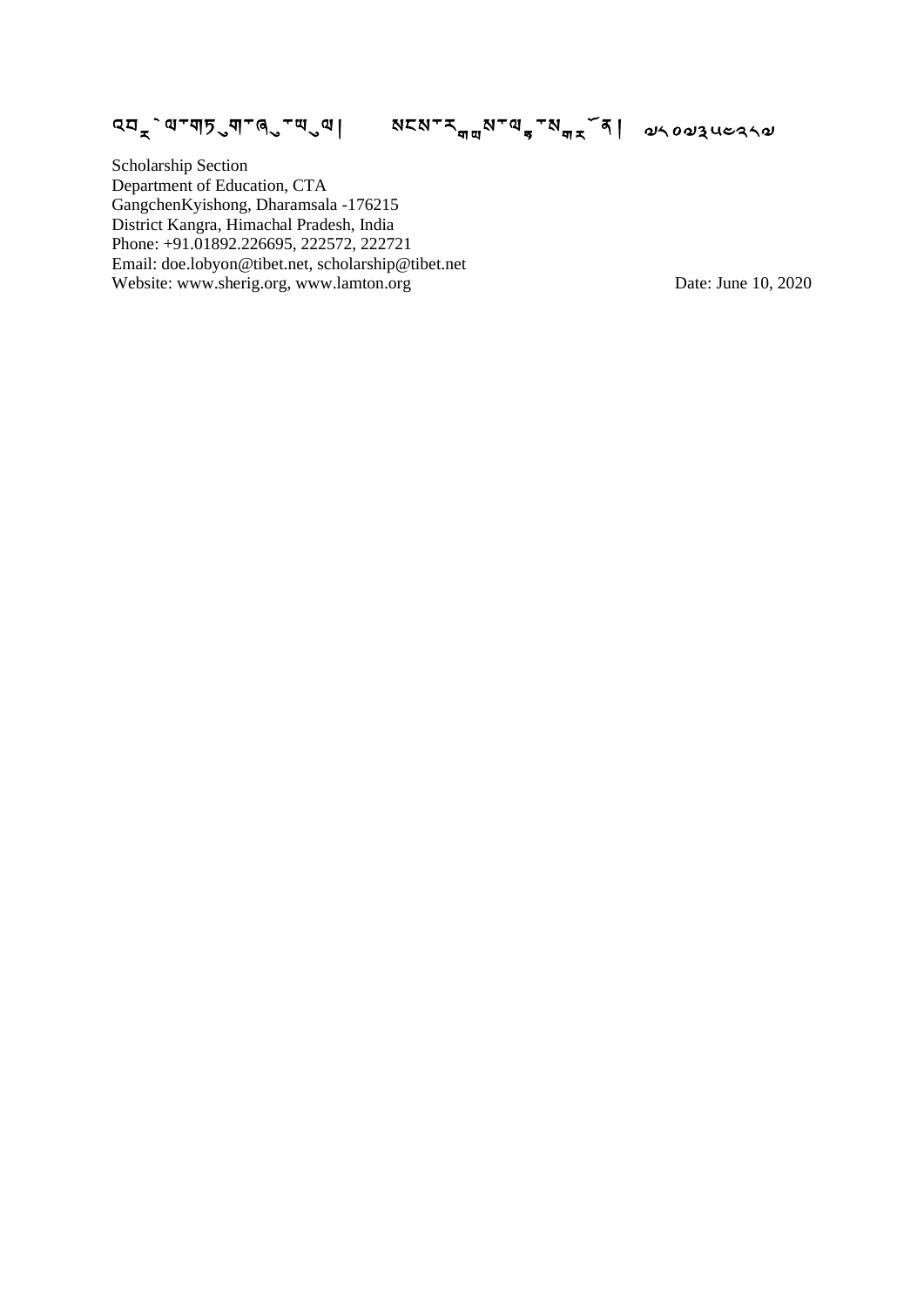འབྲེལ་ཡིག་གཏུག་ཁ་ཡུལ། མངས་རྒྱས་ལྷ་མགྲོན། ལ༨༠ལ༣༥༦༢༨ལ

Scholarship Section
Department of Education, CTA
GangchenKyishong, Dharamsala -176215
District Kangra, Himachal Pradesh, India
Phone: +91.01892.226695, 222572, 222721
Email: doe.lobyon@tibet.net, scholarship@tibet.net
Website: www.sherig.org, www.lamton.org

Date: June 10, 2020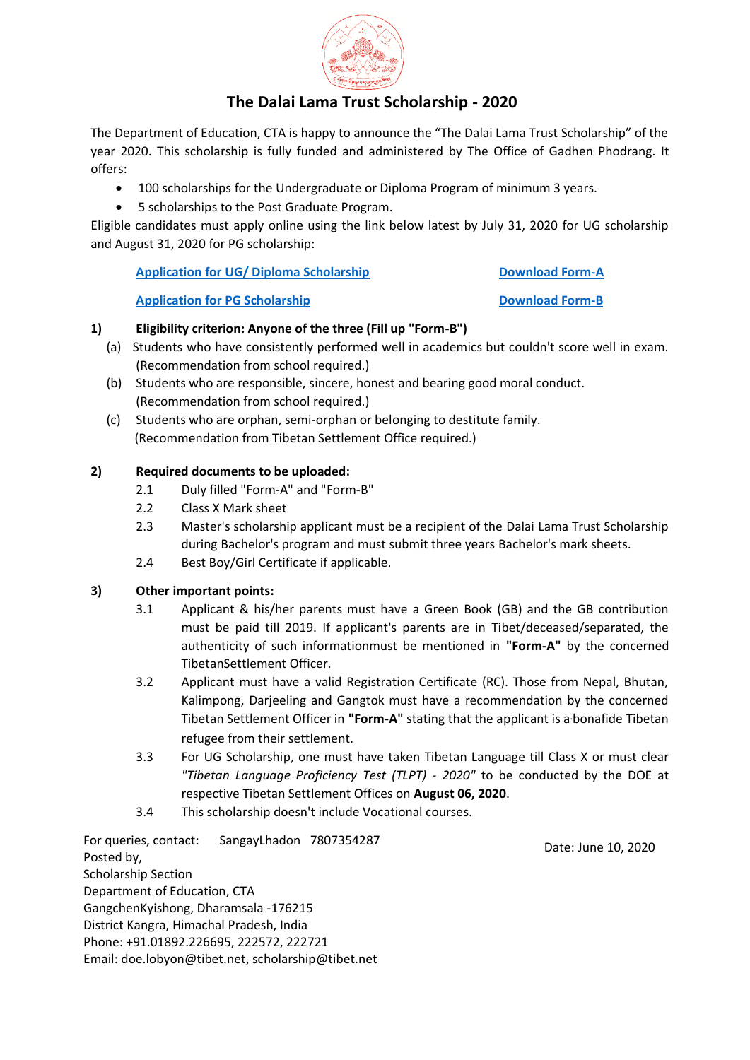# The Dalai Lama Trust Scholarship - 2020

The Department of Education, CTA is happy to announce the "The Dalai Lama Trust Scholarship" of the year 2020. This scholarship is fully funded and administered by The Office of Gadhen Phodrang. It offers:

- 100 scholarships for the Undergraduate or Diploma Program of minimum 3 years.
- 5 scholarships to the Post Graduate Program.

Eligible candidates must apply online using the link below latest by July 31, 2020 for UG scholarship and August 31, 2020 for PG scholarship:

**Application for UG/ Diploma Scholarship** — **Download Form-A**

**Application for PG Scholarship** — **Download Form-B**

**1) Eligibility criterion: Anyone of the three (Fill up "Form-B")**

(a) Students who have consistently performed well in academics but couldn't score well in exam. (Recommendation from school required.)

(b) Students who are responsible, sincere, honest and bearing good moral conduct. (Recommendation from school required.)

(c) Students who are orphan, semi-orphan or belonging to destitute family. (Recommendation from Tibetan Settlement Office required.)

**2) Required documents to be uploaded:**

2.1 Duly filled "Form-A" and "Form-B"

2.2 Class X Mark sheet

2.3 Master's scholarship applicant must be a recipient of the Dalai Lama Trust Scholarship during Bachelor's program and must submit three years Bachelor's mark sheets.

2.4 Best Boy/Girl Certificate if applicable.

**3) Other important points:**

3.1 Applicant & his/her parents must have a Green Book (GB) and the GB contribution must be paid till 2019. If applicant's parents are in Tibet/deceased/separated, the authenticity of such informationmust be mentioned in **"Form-A"** by the concerned TibetanSettlement Officer.

3.2 Applicant must have a valid Registration Certificate (RC). Those from Nepal, Bhutan, Kalimpong, Darjeeling and Gangtok must have a recommendation by the concerned Tibetan Settlement Officer in **"Form-A"** stating that the applicant is a bonafide Tibetan refugee from their settlement.

3.3 For UG Scholarship, one must have taken Tibetan Language till Class X or must clear *"Tibetan Language Proficiency Test (TLPT) - 2020"* to be conducted by the DOE at respective Tibetan Settlement Offices on **August 06, 2020**.

3.4 This scholarship doesn't include Vocational courses.

For queries, contact: SangayLhadon 7807354287

Date: June 10, 2020

Posted by,
Scholarship Section
Department of Education, CTA
GangchenKyishong, Dharamsala -176215
District Kangra, Himachal Pradesh, India
Phone: +91.01892.226695, 222572, 222721
Email: doe.lobyon@tibet.net, scholarship@tibet.net